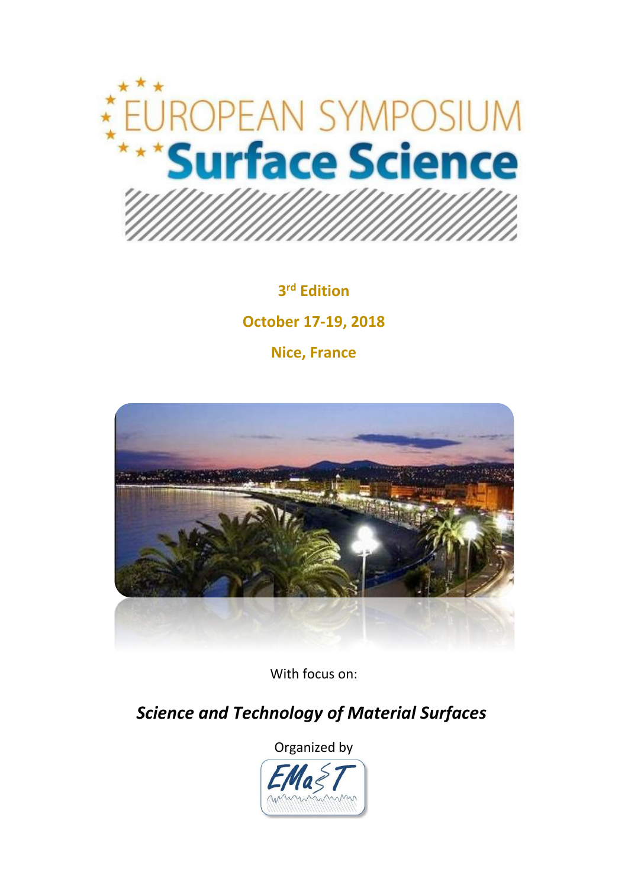# EUROPEAN SYMPOSIUM Surface Science

**3rd Edition**

**October 17-19, 2018**

**Nice, France**

With focus on:

***Science and Technology of Material Surfaces***

Organized by

EMaST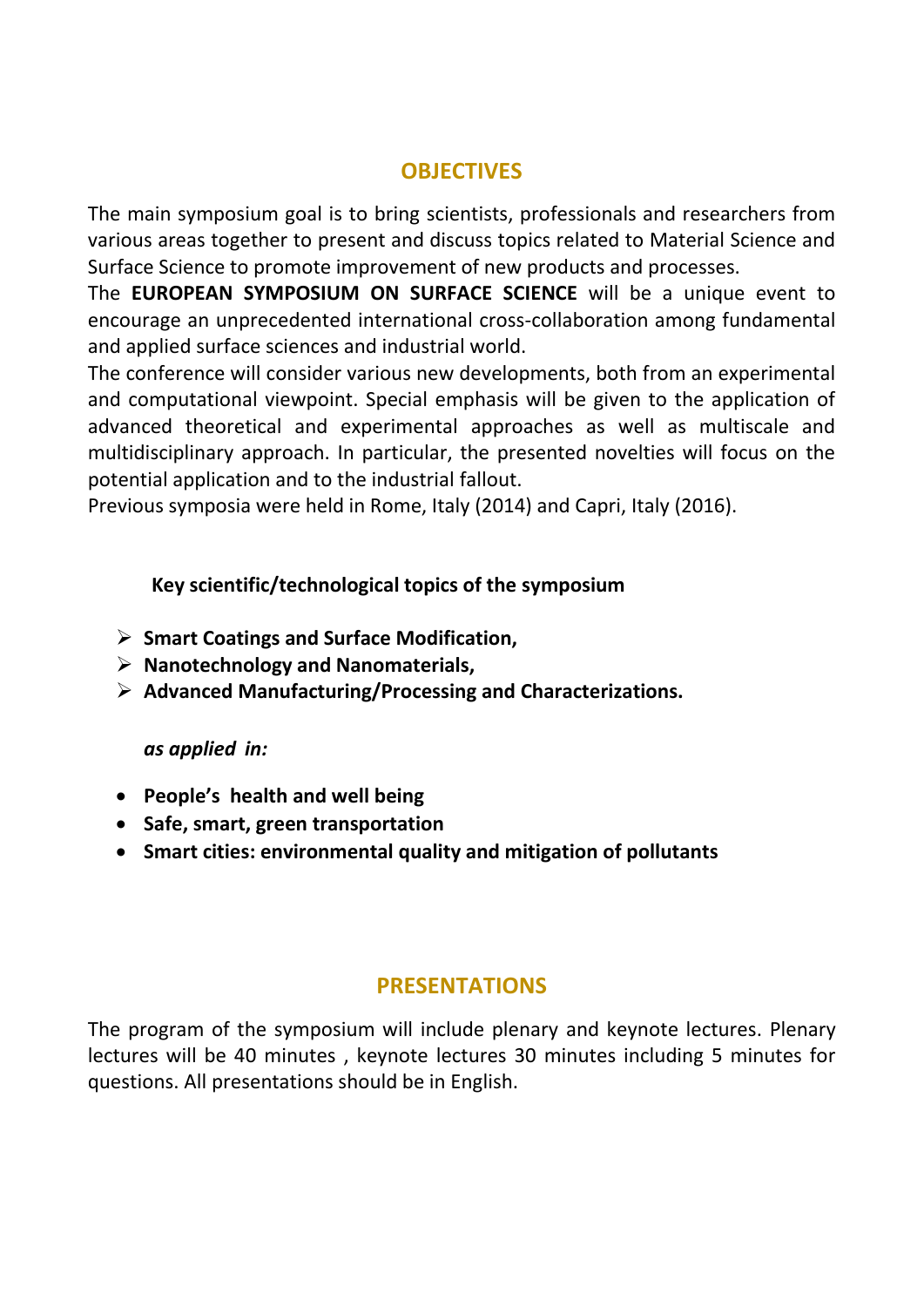## OBJECTIVES

The main symposium goal is to bring scientists, professionals and researchers from various areas together to present and discuss topics related to Material Science and Surface Science to promote improvement of new products and processes.

The **EUROPEAN SYMPOSIUM ON SURFACE SCIENCE** will be a unique event to encourage an unprecedented international cross-collaboration among fundamental and applied surface sciences and industrial world.

The conference will consider various new developments, both from an experimental and computational viewpoint. Special emphasis will be given to the application of advanced theoretical and experimental approaches as well as multiscale and multidisciplinary approach. In particular, the presented novelties will focus on the potential application and to the industrial fallout.

Previous symposia were held in Rome, Italy (2014) and Capri, Italy (2016).

**Key scientific/technological topics of the symposium**

- **Smart Coatings and Surface Modification,**
- **Nanotechnology and Nanomaterials,**
- **Advanced Manufacturing/Processing and Characterizations.**

***as applied in:***

- **People's health and well being**
- **Safe, smart, green transportation**
- **Smart cities: environmental quality and mitigation of pollutants**

## PRESENTATIONS

The program of the symposium will include plenary and keynote lectures. Plenary lectures will be 40 minutes , keynote lectures 30 minutes including 5 minutes for questions. All presentations should be in English.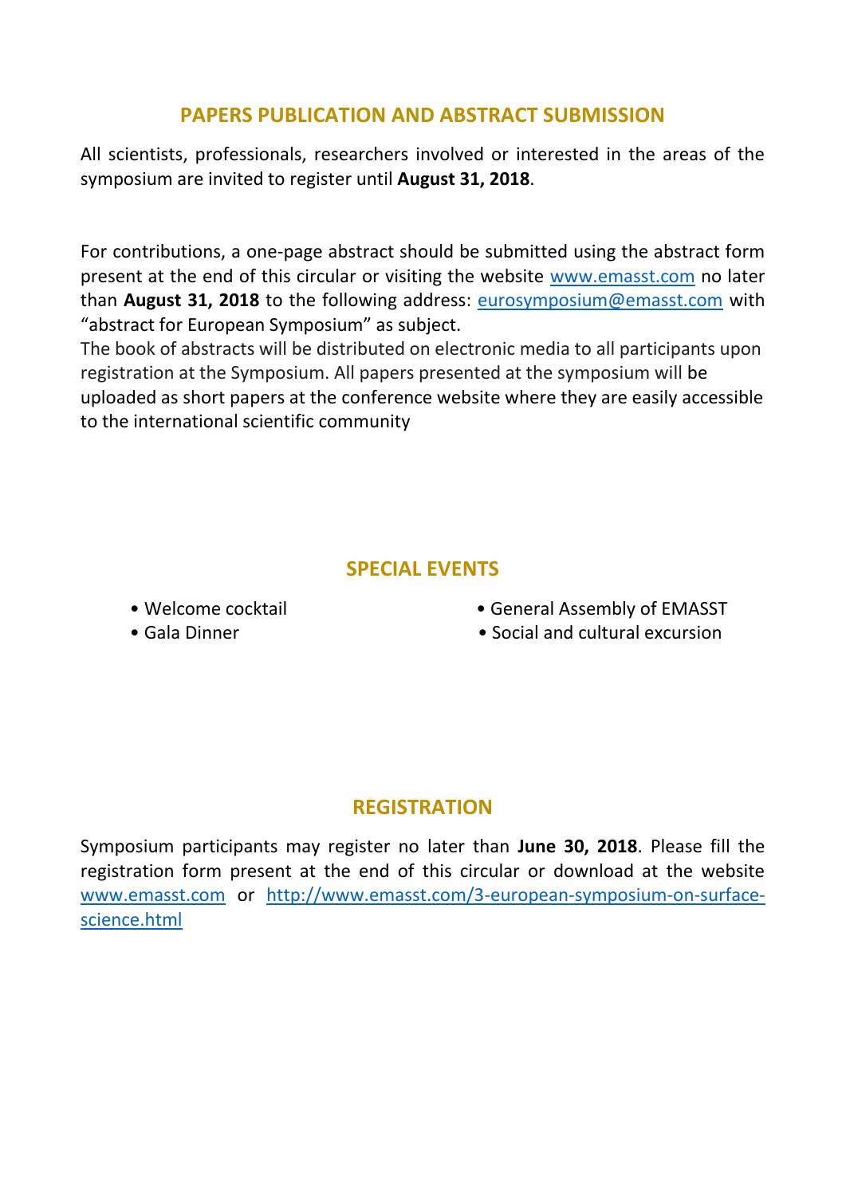## PAPERS PUBLICATION AND ABSTRACT SUBMISSION

All scientists, professionals, researchers involved or interested in the areas of the symposium are invited to register until **August 31, 2018**.

For contributions, a one-page abstract should be submitted using the abstract form present at the end of this circular or visiting the website www.emasst.com no later than **August 31, 2018** to the following address: eurosymposium@emasst.com with "abstract for European Symposium" as subject.
The book of abstracts will be distributed on electronic media to all participants upon registration at the Symposium. All papers presented at the symposium will be uploaded as short papers at the conference website where they are easily accessible to the international scientific community

## SPECIAL EVENTS

- Welcome cocktail
- Gala Dinner
- General Assembly of EMASST
- Social and cultural excursion

## REGISTRATION

Symposium participants may register no later than **June 30, 2018**. Please fill the registration form present at the end of this circular or download at the website www.emasst.com or http://www.emasst.com/3-european-symposium-on-surface-science.html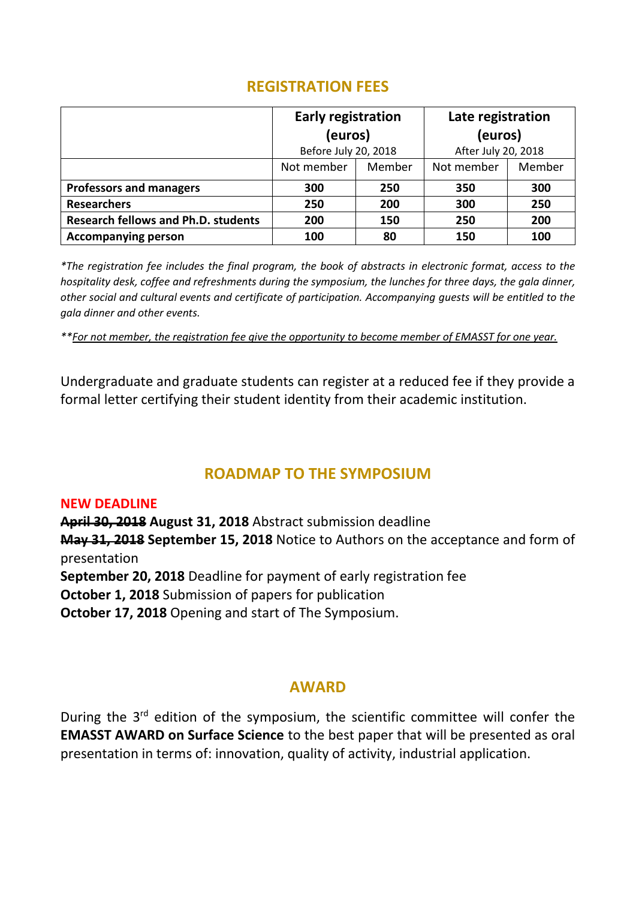## REGISTRATION FEES

| | Early registration (euros) Before July 20, 2018 | | Late registration (euros) After July 20, 2018 | |
|---|---|---|---|---|
| | Not member | Member | Not member | Member |
| **Professors and managers** | **300** | **250** | **350** | **300** |
| **Researchers** | **250** | **200** | **300** | **250** |
| **Research fellows and Ph.D. students** | **200** | **150** | **250** | **200** |
| **Accompanying person** | **100** | **80** | **150** | **100** |

**The registration fee includes the final program, the book of abstracts in electronic format, access to the hospitality desk, coffee and refreshments during the symposium, the lunches for three days, the gala dinner, other social and cultural events and certificate of participation. Accompanying guests will be entitled to the gala dinner and other events.*

*\*\*<u>For not member, the registration fee give the opportunity to become member of EMASST for one year.</u>*

Undergraduate and graduate students can register at a reduced fee if they provide a formal letter certifying their student identity from their academic institution.

## ROADMAP TO THE SYMPOSIUM

**NEW DEADLINE**

~~April 30, 2018~~ **August 31, 2018** Abstract submission deadline

~~May 31, 2018~~ **September 15, 2018** Notice to Authors on the acceptance and form of presentation

**September 20, 2018** Deadline for payment of early registration fee

**October 1, 2018** Submission of papers for publication

**October 17, 2018** Opening and start of The Symposium.

## AWARD

During the 3rd edition of the symposium, the scientific committee will confer the **EMASST AWARD on Surface Science** to the best paper that will be presented as oral presentation in terms of: innovation, quality of activity, industrial application.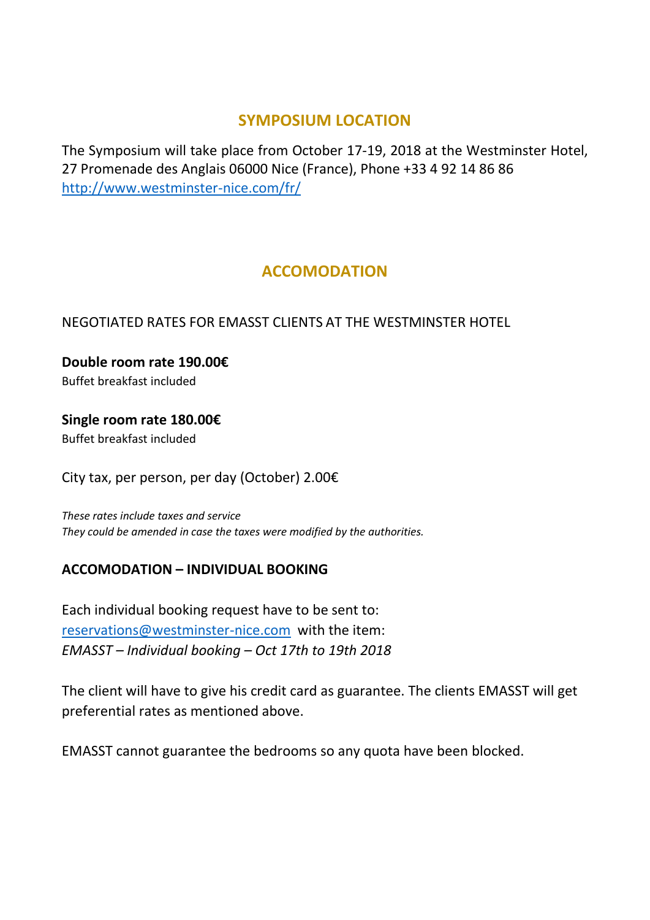## SYMPOSIUM LOCATION

The Symposium will take place from October 17-19, 2018 at the Westminster Hotel, 27 Promenade des Anglais 06000 Nice (France), Phone +33 4 92 14 86 86 [http://www.westminster-nice.com/fr/](http://www.westminster-nice.com/fr/)

## ACCOMODATION

NEGOTIATED RATES FOR EMASST CLIENTS AT THE WESTMINSTER HOTEL

**Double room rate 190.00€**
Buffet breakfast included

**Single room rate 180.00€**
Buffet breakfast included

City tax, per person, per day (October) 2.00€

*These rates include taxes and service*
*They could be amended in case the taxes were modified by the authorities.*

### ACCOMODATION – INDIVIDUAL BOOKING

Each individual booking request have to be sent to: [reservations@westminster-nice.com](mailto:reservations@westminster-nice.com) with the item:
*EMASST – Individual booking – Oct 17th to 19th 2018*

The client will have to give his credit card as guarantee. The clients EMASST will get preferential rates as mentioned above.

EMASST cannot guarantee the bedrooms so any quota have been blocked.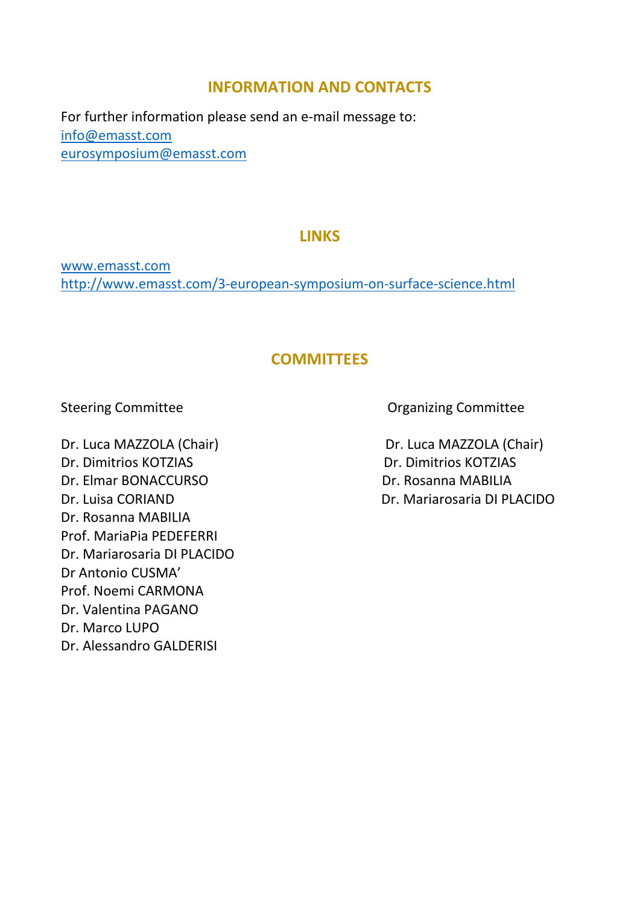## INFORMATION AND CONTACTS

For further information please send an e-mail message to:
info@emasst.com
eurosymposium@emasst.com

## LINKS

www.emasst.com
http://www.emasst.com/3-european-symposium-on-surface-science.html

## COMMITTEES

Steering Committee

Dr. Luca MAZZOLA (Chair)
Dr. Dimitrios KOTZIAS
Dr. Elmar BONACCURSO
Dr. Luisa CORIAND
Dr. Rosanna MABILIA
Prof. MariaPia PEDEFERRI
Dr. Mariarosaria DI PLACIDO
Dr Antonio CUSMA'
Prof. Noemi CARMONA
Dr. Valentina PAGANO
Dr. Marco LUPO
Dr. Alessandro GALDERISI

Organizing Committee

Dr. Luca MAZZOLA (Chair)
Dr. Dimitrios KOTZIAS
Dr. Rosanna MABILIA
Dr. Mariarosaria DI PLACIDO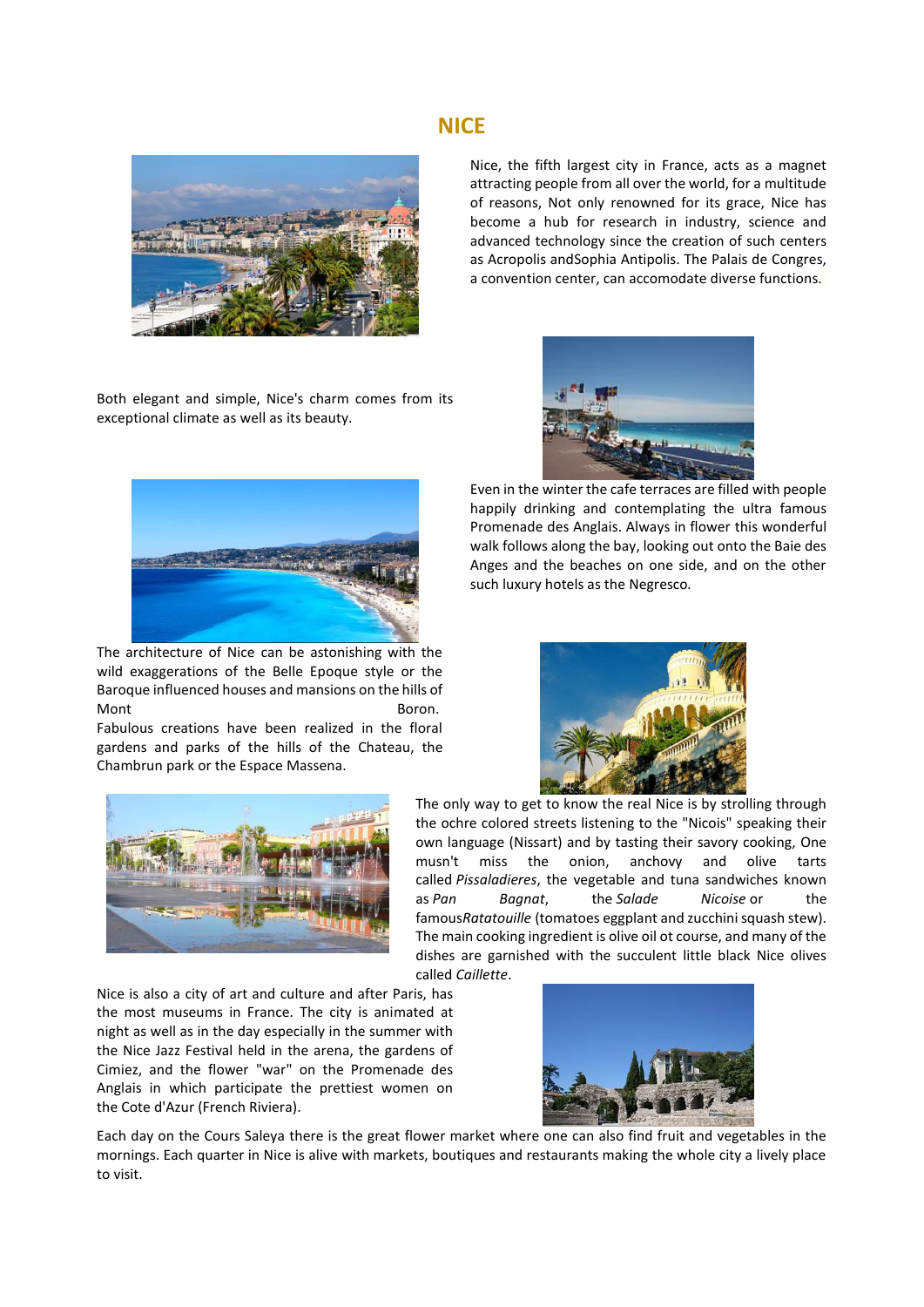# NICE

Nice, the fifth largest city in France, acts as a magnet attracting people from all over the world, for a multitude of reasons, Not only renowned for its grace, Nice has become a hub for research in industry, science and advanced technology since the creation of such centers as Acropolis andSophia Antipolis. The Palais de Congres, a convention center, can accomodate diverse functions.

Both elegant and simple, Nice's charm comes from its exceptional climate as well as its beauty.

Even in the winter the cafe terraces are filled with people happily drinking and contemplating the ultra famous Promenade des Anglais. Always in flower this wonderful walk follows along the bay, looking out onto the Baie des Anges and the beaches on one side, and on the other such luxury hotels as the Negresco.

The architecture of Nice can be astonishing with the wild exaggerations of the Belle Epoque style or the Baroque influenced houses and mansions on the hills of Mont Boron.
Fabulous creations have been realized in the floral gardens and parks of the hills of the Chateau, the Chambrun park or the Espace Massena.

The only way to get to know the real Nice is by strolling through the ochre colored streets listening to the "Nicois" speaking their own language (Nissart) and by tasting their savory cooking, One musn't miss the onion, anchovy and olive tarts called *Pissaladieres*, the vegetable and tuna sandwiches known as *Pan Bagnat*, the *Salade Nicoise* or the famous*Ratatouille* (tomatoes eggplant and zucchini squash stew). The main cooking ingredient is olive oil ot course, and many of the dishes are garnished with the succulent little black Nice olives called *Caillette*.

Nice is also a city of art and culture and after Paris, has the most museums in France. The city is animated at night as well as in the day especially in the summer with the Nice Jazz Festival held in the arena, the gardens of Cimiez, and the flower "war" on the Promenade des Anglais in which participate the prettiest women on the Cote d'Azur (French Riviera).

Each day on the Cours Saleya there is the great flower market where one can also find fruit and vegetables in the mornings. Each quarter in Nice is alive with markets, boutiques and restaurants making the whole city a lively place to visit.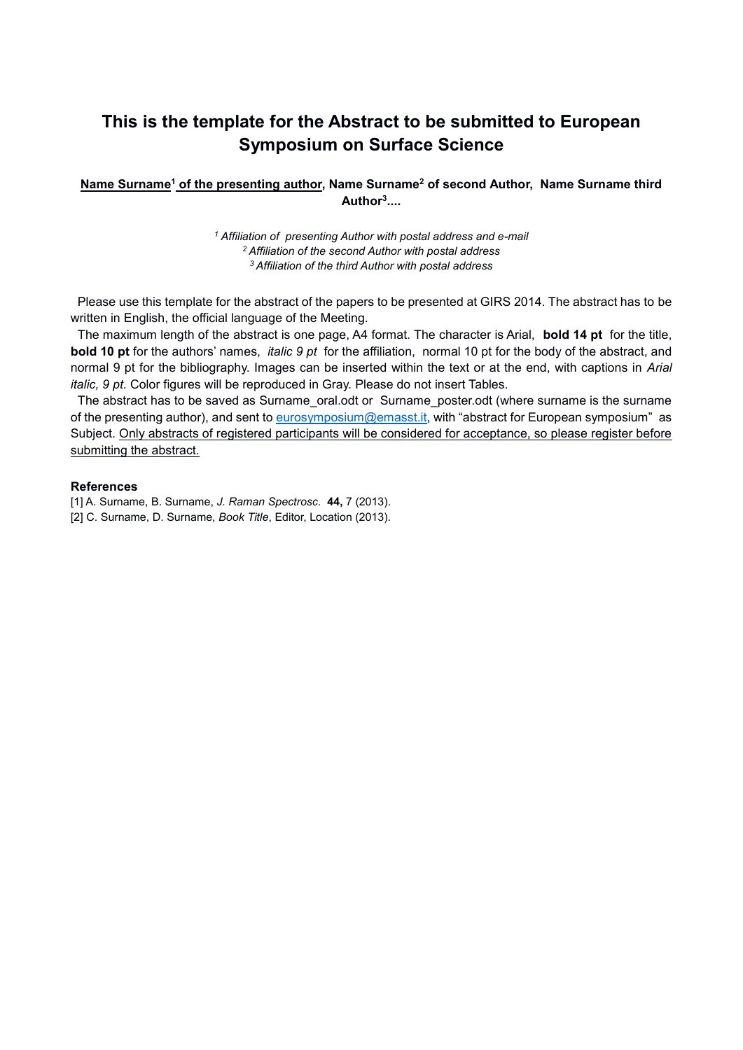# This is the template for the Abstract to be submitted to European Symposium on Surface Science

**<u>Name Surname[1] of the presenting author</u>, Name Surname[2] of second Author, Name Surname third Author[3]....**

*[1] Affiliation of presenting Author with postal address and e-mail*
*[2] Affiliation of the second Author with postal address*
*[3] Affiliation of the third Author with postal address*

Please use this template for the abstract of the papers to be presented at GIRS 2014. The abstract has to be written in English, the official language of the Meeting.

The maximum length of the abstract is one page, A4 format. The character is Arial, **bold 14 pt** for the title, **bold 10 pt** for the authors' names, *italic 9 pt* for the affiliation, normal 10 pt for the body of the abstract, and normal 9 pt for the bibliography. Images can be inserted within the text or at the end, with captions in *Arial italic, 9 pt*. Color figures will be reproduced in Gray. Please do not insert Tables.

The abstract has to be saved as Surname_oral.odt or Surname_poster.odt (where surname is the surname of the presenting author), and sent to eurosymposium@emasst.it, with "abstract for European symposium" as Subject. <u>Only abstracts of registered participants will be considered for acceptance, so please register before submitting the abstract.</u>

**References**

[1] A. Surname, B. Surname, *J. Raman Spectrosc.* **44,** 7 (2013).
[2] C. Surname, D. Surname, *Book Title*, Editor, Location (2013).